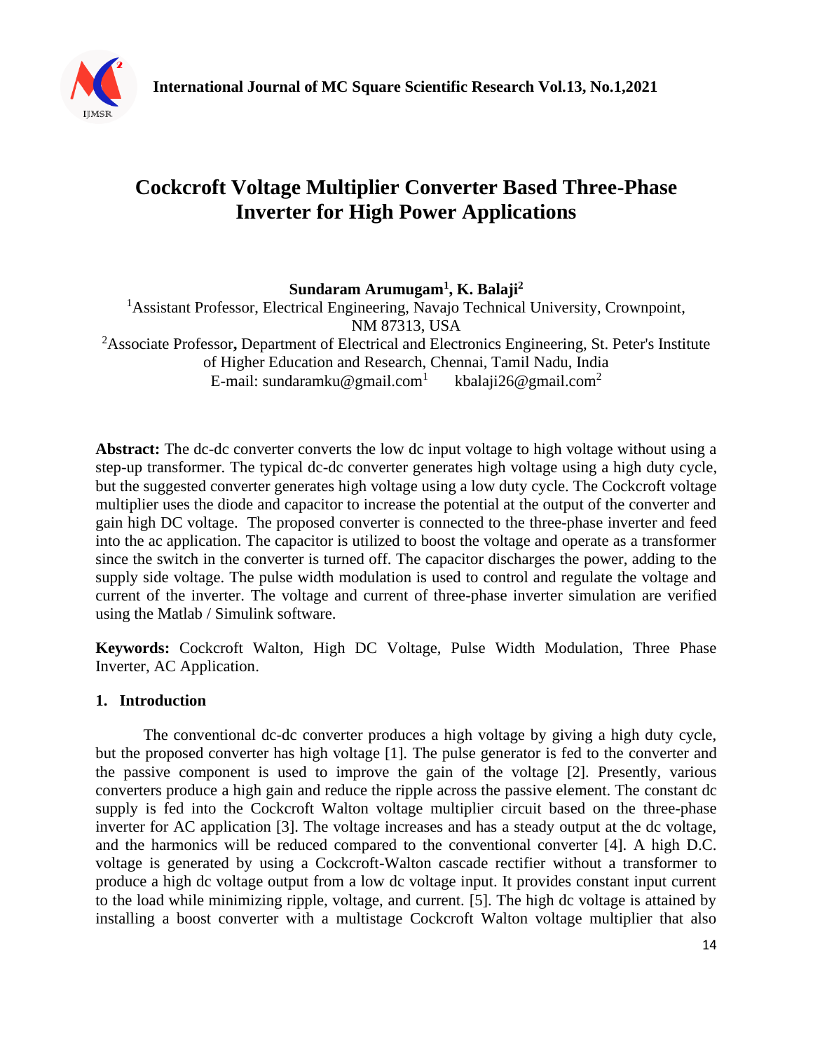# Cockcroft Voltage Multiplier Converter Based Three-Phase Inverter for High Power Applications

**Sundaram Arumugam[1], K. Balaji[2]**

[1]Assistant Professor, Electrical Engineering, Navajo Technical University, Crownpoint, NM 87313, USA

[2]Associate Professor**,** Department of Electrical and Electronics Engineering, St. Peter's Institute of Higher Education and Research, Chennai, Tamil Nadu, India

E-mail: sundaramku@gmail.com[1] kbalaji26@gmail.com[2]

**Abstract:** The dc-dc converter converts the low dc input voltage to high voltage without using a step-up transformer. The typical dc-dc converter generates high voltage using a high duty cycle, but the suggested converter generates high voltage using a low duty cycle. The Cockcroft voltage multiplier uses the diode and capacitor to increase the potential at the output of the converter and gain high DC voltage. The proposed converter is connected to the three-phase inverter and feed into the ac application. The capacitor is utilized to boost the voltage and operate as a transformer since the switch in the converter is turned off. The capacitor discharges the power, adding to the supply side voltage. The pulse width modulation is used to control and regulate the voltage and current of the inverter. The voltage and current of three-phase inverter simulation are verified using the Matlab / Simulink software.

**Keywords:** Cockcroft Walton, High DC Voltage, Pulse Width Modulation, Three Phase Inverter, AC Application.

## 1. Introduction

The conventional dc-dc converter produces a high voltage by giving a high duty cycle, but the proposed converter has high voltage [1]. The pulse generator is fed to the converter and the passive component is used to improve the gain of the voltage [2]. Presently, various converters produce a high gain and reduce the ripple across the passive element. The constant dc supply is fed into the Cockcroft Walton voltage multiplier circuit based on the three-phase inverter for AC application [3]. The voltage increases and has a steady output at the dc voltage, and the harmonics will be reduced compared to the conventional converter [4]. A high D.C. voltage is generated by using a Cockcroft-Walton cascade rectifier without a transformer to produce a high dc voltage output from a low dc voltage input. It provides constant input current to the load while minimizing ripple, voltage, and current. [5]. The high dc voltage is attained by installing a boost converter with a multistage Cockcroft Walton voltage multiplier that also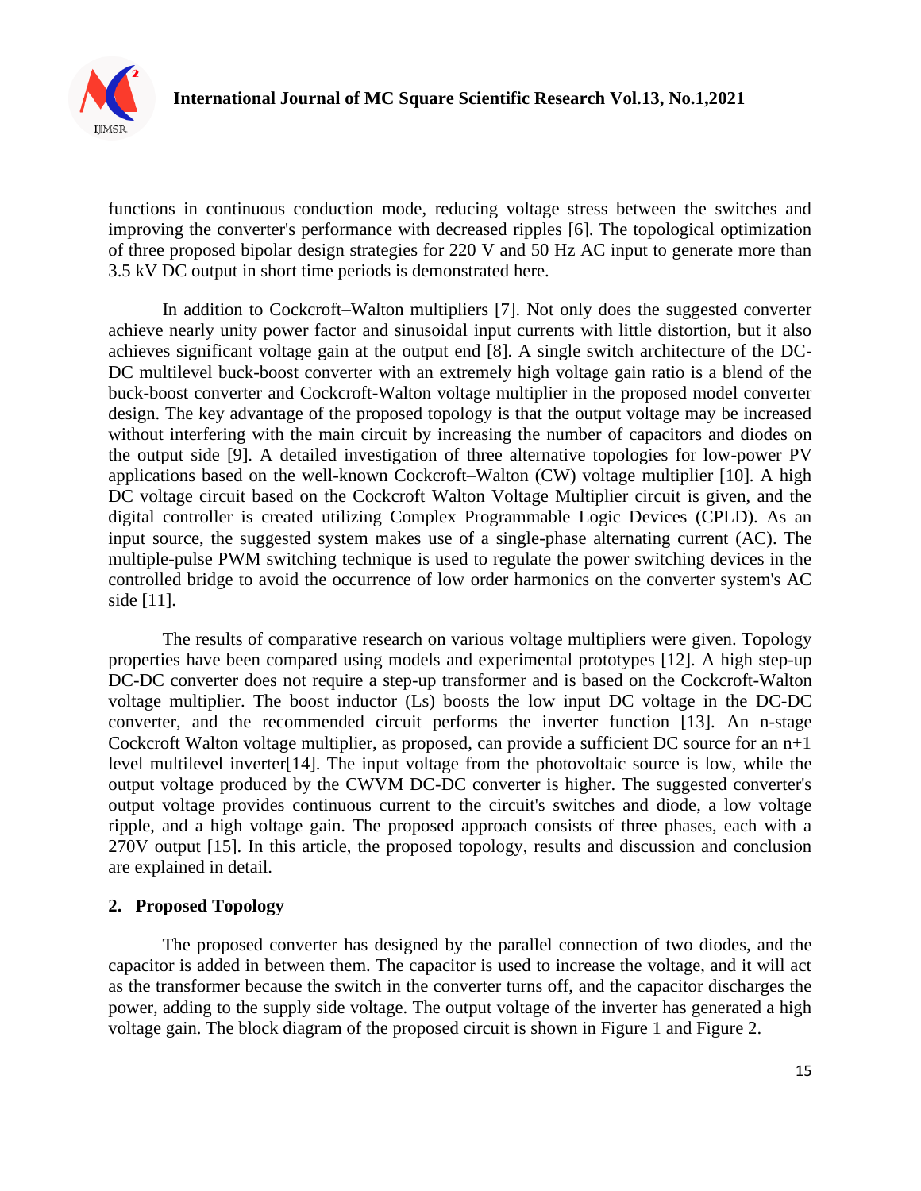functions in continuous conduction mode, reducing voltage stress between the switches and improving the converter's performance with decreased ripples [6]. The topological optimization of three proposed bipolar design strategies for 220 V and 50 Hz AC input to generate more than 3.5 kV DC output in short time periods is demonstrated here.

In addition to Cockcroft–Walton multipliers [7]. Not only does the suggested converter achieve nearly unity power factor and sinusoidal input currents with little distortion, but it also achieves significant voltage gain at the output end [8]. A single switch architecture of the DC-DC multilevel buck-boost converter with an extremely high voltage gain ratio is a blend of the buck-boost converter and Cockcroft-Walton voltage multiplier in the proposed model converter design. The key advantage of the proposed topology is that the output voltage may be increased without interfering with the main circuit by increasing the number of capacitors and diodes on the output side [9]. A detailed investigation of three alternative topologies for low-power PV applications based on the well-known Cockcroft–Walton (CW) voltage multiplier [10]. A high DC voltage circuit based on the Cockcroft Walton Voltage Multiplier circuit is given, and the digital controller is created utilizing Complex Programmable Logic Devices (CPLD). As an input source, the suggested system makes use of a single-phase alternating current (AC). The multiple-pulse PWM switching technique is used to regulate the power switching devices in the controlled bridge to avoid the occurrence of low order harmonics on the converter system's AC side [11].

The results of comparative research on various voltage multipliers were given. Topology properties have been compared using models and experimental prototypes [12]. A high step-up DC-DC converter does not require a step-up transformer and is based on the Cockcroft-Walton voltage multiplier. The boost inductor (Ls) boosts the low input DC voltage in the DC-DC converter, and the recommended circuit performs the inverter function [13]. An n-stage Cockcroft Walton voltage multiplier, as proposed, can provide a sufficient DC source for an n+1 level multilevel inverter[14]. The input voltage from the photovoltaic source is low, while the output voltage produced by the CWVM DC-DC converter is higher. The suggested converter's output voltage provides continuous current to the circuit's switches and diode, a low voltage ripple, and a high voltage gain. The proposed approach consists of three phases, each with a 270V output [15]. In this article, the proposed topology, results and discussion and conclusion are explained in detail.

## 2. Proposed Topology

The proposed converter has designed by the parallel connection of two diodes, and the capacitor is added in between them. The capacitor is used to increase the voltage, and it will act as the transformer because the switch in the converter turns off, and the capacitor discharges the power, adding to the supply side voltage. The output voltage of the inverter has generated a high voltage gain. The block diagram of the proposed circuit is shown in Figure 1 and Figure 2.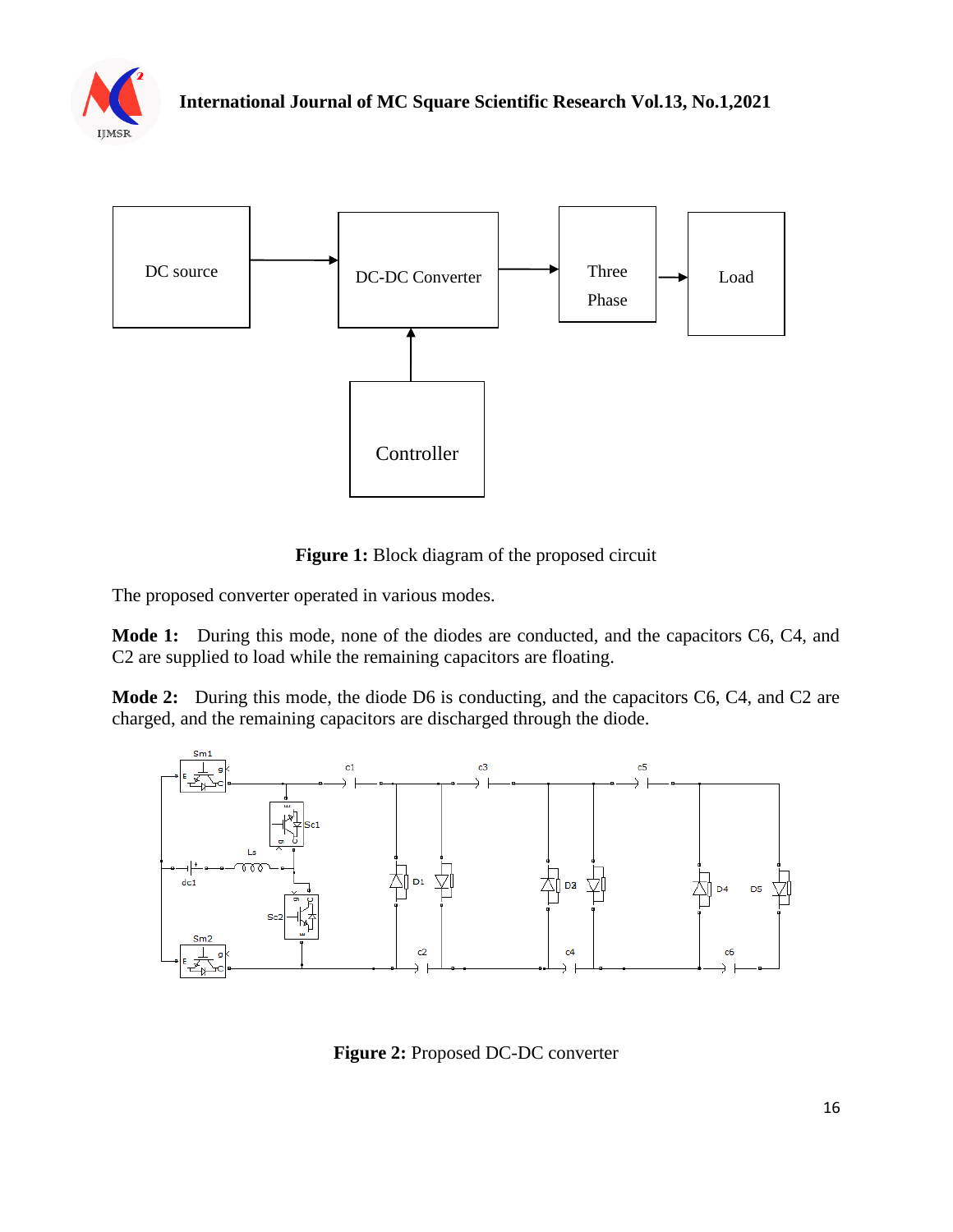Figure 1: Block diagram of the proposed circuit

The proposed converter operated in various modes.

**Mode 1:** During this mode, none of the diodes are conducted, and the capacitors C6, C4, and C2 are supplied to load while the remaining capacitors are floating.

**Mode 2:** During this mode, the diode D6 is conducting, and the capacitors C6, C4, and C2 are charged, and the remaining capacitors are discharged through the diode.

**Figure 2:** Proposed DC-DC converter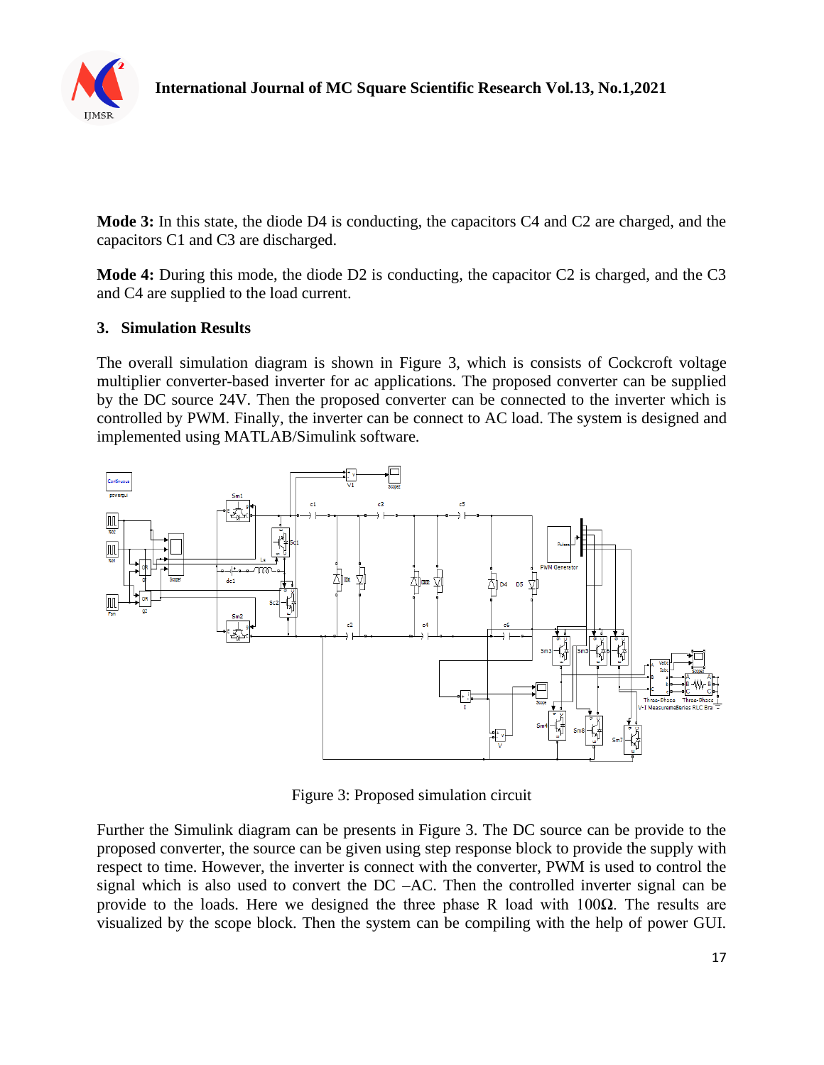**Mode 3:** In this state, the diode D4 is conducting, the capacitors C4 and C2 are charged, and the capacitors C1 and C3 are discharged.

**Mode 4:** During this mode, the diode D2 is conducting, the capacitor C2 is charged, and the C3 and C4 are supplied to the load current.

## 3. Simulation Results

The overall simulation diagram is shown in Figure 3, which is consists of Cockcroft voltage multiplier converter-based inverter for ac applications. The proposed converter can be supplied by the DC source 24V. Then the proposed converter can be connected to the inverter which is controlled by PWM. Finally, the inverter can be connect to AC load. The system is designed and implemented using MATLAB/Simulink software.

Figure 3: Proposed simulation circuit

Further the Simulink diagram can be presents in Figure 3. The DC source can be provide to the proposed converter, the source can be given using step response block to provide the supply with respect to time. However, the inverter is connect with the converter, PWM is used to control the signal which is also used to convert the DC –AC. Then the controlled inverter signal can be provide to the loads. Here we designed the three phase R load with 100Ω. The results are visualized by the scope block. Then the system can be compiling with the help of power GUI.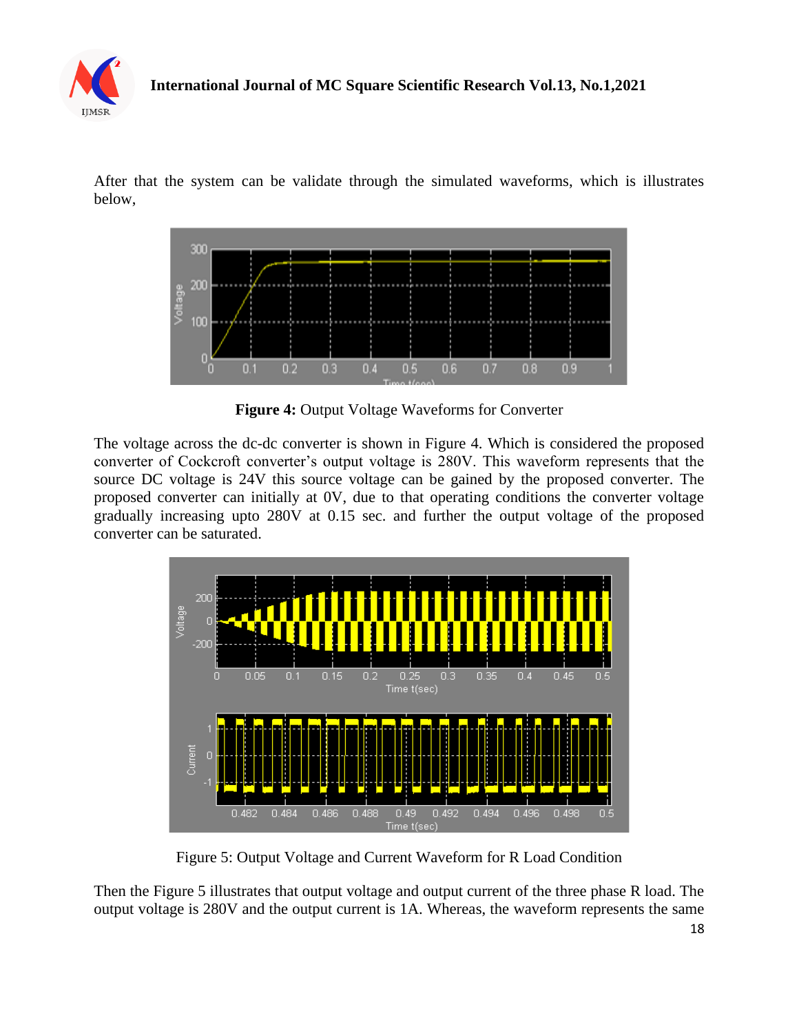After that the system can be validate through the simulated waveforms, which is illustrates below,

**Figure 4:** Output Voltage Waveforms for Converter

The voltage across the dc-dc converter is shown in Figure 4. Which is considered the proposed converter of Cockcroft converter's output voltage is 280V. This waveform represents that the source DC voltage is 24V this source voltage can be gained by the proposed converter. The proposed converter can initially at 0V, due to that operating conditions the converter voltage gradually increasing upto 280V at 0.15 sec. and further the output voltage of the proposed converter can be saturated.

Figure 5: Output Voltage and Current Waveform for R Load Condition

Then the Figure 5 illustrates that output voltage and output current of the three phase R load. The output voltage is 280V and the output current is 1A. Whereas, the waveform represents the same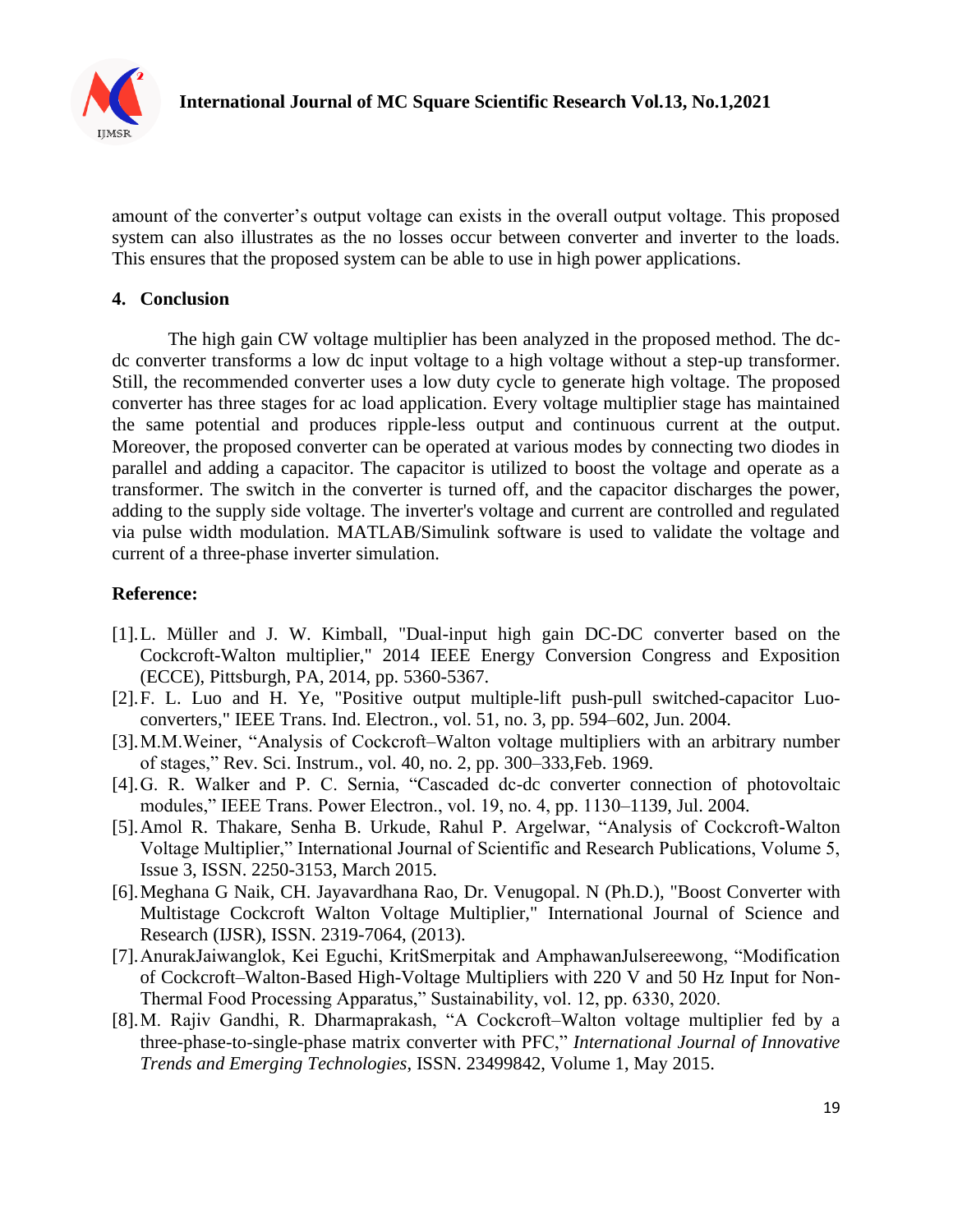amount of the converter's output voltage can exists in the overall output voltage. This proposed system can also illustrates as the no losses occur between converter and inverter to the loads. This ensures that the proposed system can be able to use in high power applications.

## 4. Conclusion

The high gain CW voltage multiplier has been analyzed in the proposed method. The dc-dc converter transforms a low dc input voltage to a high voltage without a step-up transformer. Still, the recommended converter uses a low duty cycle to generate high voltage. The proposed converter has three stages for ac load application. Every voltage multiplier stage has maintained the same potential and produces ripple-less output and continuous current at the output. Moreover, the proposed converter can be operated at various modes by connecting two diodes in parallel and adding a capacitor. The capacitor is utilized to boost the voltage and operate as a transformer. The switch in the converter is turned off, and the capacitor discharges the power, adding to the supply side voltage. The inverter's voltage and current are controlled and regulated via pulse width modulation. MATLAB/Simulink software is used to validate the voltage and current of a three-phase inverter simulation.

## Reference:

[1]. L. Müller and J. W. Kimball, "Dual-input high gain DC-DC converter based on the Cockcroft-Walton multiplier," 2014 IEEE Energy Conversion Congress and Exposition (ECCE), Pittsburgh, PA, 2014, pp. 5360-5367.

[2]. F. L. Luo and H. Ye, "Positive output multiple-lift push-pull switched-capacitor Luo-converters," IEEE Trans. Ind. Electron., vol. 51, no. 3, pp. 594–602, Jun. 2004.

[3]. M.M.Weiner, "Analysis of Cockcroft–Walton voltage multipliers with an arbitrary number of stages," Rev. Sci. Instrum., vol. 40, no. 2, pp. 300–333,Feb. 1969.

[4]. G. R. Walker and P. C. Sernia, "Cascaded dc-dc converter connection of photovoltaic modules," IEEE Trans. Power Electron., vol. 19, no. 4, pp. 1130–1139, Jul. 2004.

[5]. Amol R. Thakare, Senha B. Urkude, Rahul P. Argelwar, "Analysis of Cockcroft-Walton Voltage Multiplier," International Journal of Scientific and Research Publications, Volume 5, Issue 3, ISSN. 2250-3153, March 2015.

[6]. Meghana G Naik, CH. Jayavardhana Rao, Dr. Venugopal. N (Ph.D.), "Boost Converter with Multistage Cockcroft Walton Voltage Multiplier," International Journal of Science and Research (IJSR), ISSN. 2319-7064, (2013).

[7]. AnurakJaiwanglok, Kei Eguchi, KritSmerpitak and AmphawanJulsereewong, "Modification of Cockcroft–Walton-Based High-Voltage Multipliers with 220 V and 50 Hz Input for Non-Thermal Food Processing Apparatus," Sustainability, vol. 12, pp. 6330, 2020.

[8]. M. Rajiv Gandhi, R. Dharmaprakash, "A Cockcroft–Walton voltage multiplier fed by a three-phase-to-single-phase matrix converter with PFC," *International Journal of Innovative Trends and Emerging Technologies*, ISSN. 23499842, Volume 1, May 2015.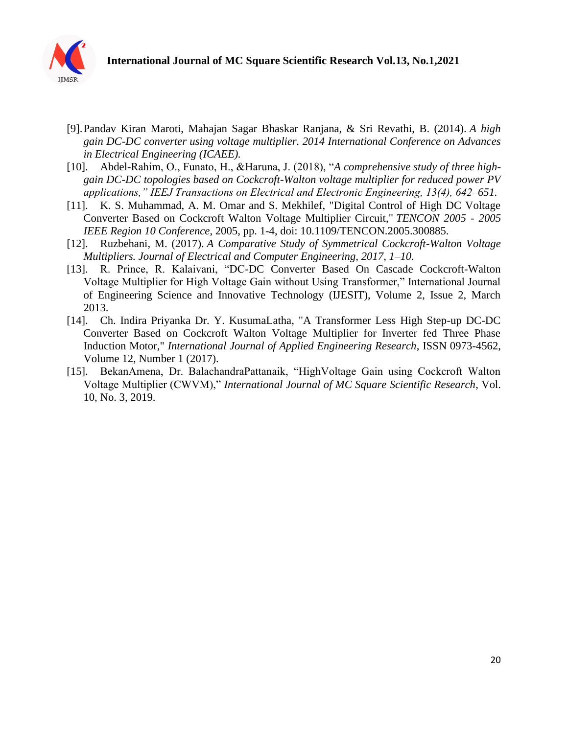[9]. Pandav Kiran Maroti, Mahajan Sagar Bhaskar Ranjana, & Sri Revathi, B. (2014). *A high gain DC-DC converter using voltage multiplier. 2014 International Conference on Advances in Electrical Engineering (ICAEE).*

[10]. Abdel-Rahim, O., Funato, H., &Haruna, J. (2018), "*A comprehensive study of three high-gain DC-DC topologies based on Cockcroft-Walton voltage multiplier for reduced power PV applications," IEEJ Transactions on Electrical and Electronic Engineering, 13(4), 642–651.*

[11]. K. S. Muhammad, A. M. Omar and S. Mekhilef, "Digital Control of High DC Voltage Converter Based on Cockcroft Walton Voltage Multiplier Circuit," *TENCON 2005 - 2005 IEEE Region 10 Conference*, 2005, pp. 1-4, doi: 10.1109/TENCON.2005.300885.

[12]. Ruzbehani, M. (2017). *A Comparative Study of Symmetrical Cockcroft-Walton Voltage Multipliers. Journal of Electrical and Computer Engineering, 2017, 1–10.*

[13]. R. Prince, R. Kalaivani, "DC-DC Converter Based On Cascade Cockcroft-Walton Voltage Multiplier for High Voltage Gain without Using Transformer," International Journal of Engineering Science and Innovative Technology (IJESIT), Volume 2, Issue 2, March 2013.

[14]. Ch. Indira Priyanka Dr. Y. KusumaLatha, "A Transformer Less High Step-up DC-DC Converter Based on Cockcroft Walton Voltage Multiplier for Inverter fed Three Phase Induction Motor," *International Journal of Applied Engineering Research*, ISSN 0973-4562, Volume 12, Number 1 (2017).

[15]. BekanAmena, Dr. BalachandraPattanaik, "HighVoltage Gain using Cockcroft Walton Voltage Multiplier (CWVM)," *International Journal of MC Square Scientific Research*, Vol. 10, No. 3, 2019.